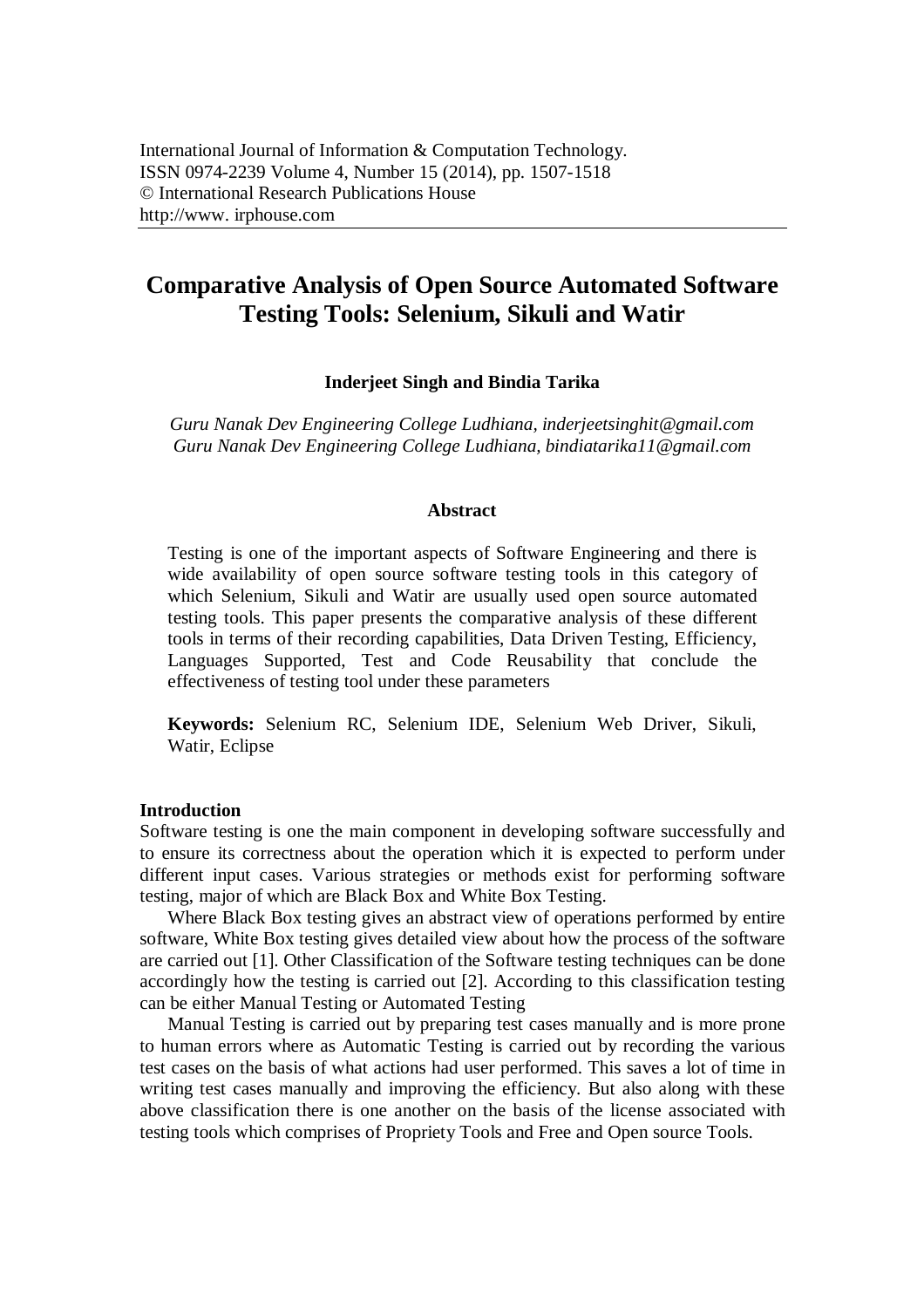International Journal of Information & Computation Technology.
ISSN 0974-2239 Volume 4, Number 15 (2014), pp. 1507-1518
© International Research Publications House
http://www. irphouse.com

# Comparative Analysis of Open Source Automated Software Testing Tools: Selenium, Sikuli and Watir

**Inderjeet Singh and Bindia Tarika**

*Guru Nanak Dev Engineering College Ludhiana, inderjeetsinghit@gmail.com*
*Guru Nanak Dev Engineering College Ludhiana, bindiatarika11@gmail.com*

## Abstract

Testing is one of the important aspects of Software Engineering and there is wide availability of open source software testing tools in this category of which Selenium, Sikuli and Watir are usually used open source automated testing tools. This paper presents the comparative analysis of these different tools in terms of their recording capabilities, Data Driven Testing, Efficiency, Languages Supported, Test and Code Reusability that conclude the effectiveness of testing tool under these parameters

**Keywords:** Selenium RC, Selenium IDE, Selenium Web Driver, Sikuli, Watir, Eclipse

## Introduction

Software testing is one the main component in developing software successfully and to ensure its correctness about the operation which it is expected to perform under different input cases. Various strategies or methods exist for performing software testing, major of which are Black Box and White Box Testing.

Where Black Box testing gives an abstract view of operations performed by entire software, White Box testing gives detailed view about how the process of the software are carried out [1]. Other Classification of the Software testing techniques can be done accordingly how the testing is carried out [2]. According to this classification testing can be either Manual Testing or Automated Testing

Manual Testing is carried out by preparing test cases manually and is more prone to human errors where as Automatic Testing is carried out by recording the various test cases on the basis of what actions had user performed. This saves a lot of time in writing test cases manually and improving the efficiency. But also along with these above classification there is one another on the basis of the license associated with testing tools which comprises of Propriety Tools and Free and Open source Tools.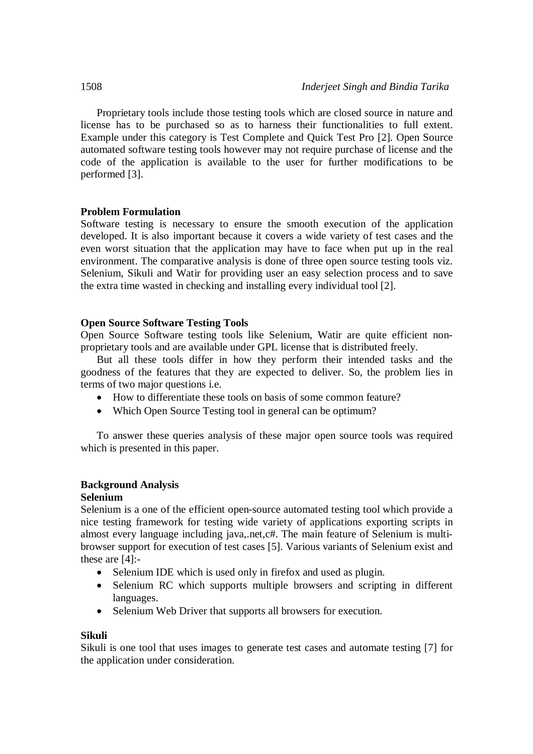Proprietary tools include those testing tools which are closed source in nature and license has to be purchased so as to harness their functionalities to full extent. Example under this category is Test Complete and Quick Test Pro [2]. Open Source automated software testing tools however may not require purchase of license and the code of the application is available to the user for further modifications to be performed [3].

**Problem Formulation**

Software testing is necessary to ensure the smooth execution of the application developed. It is also important because it covers a wide variety of test cases and the even worst situation that the application may have to face when put up in the real environment. The comparative analysis is done of three open source testing tools viz. Selenium, Sikuli and Watir for providing user an easy selection process and to save the extra time wasted in checking and installing every individual tool [2].

**Open Source Software Testing Tools**

Open Source Software testing tools like Selenium, Watir are quite efficient non-proprietary tools and are available under GPL license that is distributed freely.

But all these tools differ in how they perform their intended tasks and the goodness of the features that they are expected to deliver. So, the problem lies in terms of two major questions i.e.

- How to differentiate these tools on basis of some common feature?
- Which Open Source Testing tool in general can be optimum?

To answer these queries analysis of these major open source tools was required which is presented in this paper.

**Background Analysis**

**Selenium**

Selenium is a one of the efficient open-source automated testing tool which provide a nice testing framework for testing wide variety of applications exporting scripts in almost every language including java,.net,c#. The main feature of Selenium is multi-browser support for execution of test cases [5]. Various variants of Selenium exist and these are [4]:-

- Selenium IDE which is used only in firefox and used as plugin.
- Selenium RC which supports multiple browsers and scripting in different languages.
- Selenium Web Driver that supports all browsers for execution.

**Sikuli**

Sikuli is one tool that uses images to generate test cases and automate testing [7] for the application under consideration.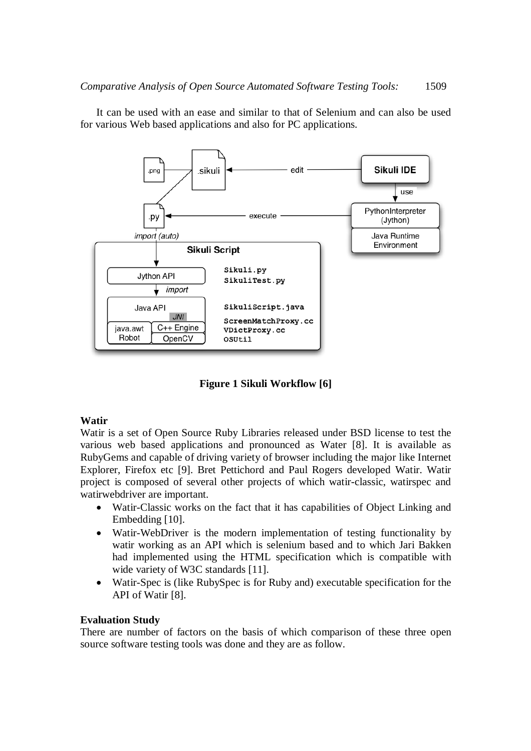It can be used with an ease and similar to that of Selenium and can also be used for various Web based applications and also for PC applications.

**Figure 1 Sikuli Workflow [6]**

### Watir

Watir is a set of Open Source Ruby Libraries released under BSD license to test the various web based applications and pronounced as Water [8]. It is available as RubyGems and capable of driving variety of browser including the major like Internet Explorer, Firefox etc [9]. Bret Pettichord and Paul Rogers developed Watir. Watir project is composed of several other projects of which watir-classic, watirspec and watirwebdriver are important.

- Watir-Classic works on the fact that it has capabilities of Object Linking and Embedding [10].
- Watir-WebDriver is the modern implementation of testing functionality by watir working as an API which is selenium based and to which Jari Bakken had implemented using the HTML specification which is compatible with wide variety of W3C standards [11].
- Watir-Spec is (like RubySpec is for Ruby and) executable specification for the API of Watir [8].

### Evaluation Study

There are number of factors on the basis of which comparison of these three open source software testing tools was done and they are as follow.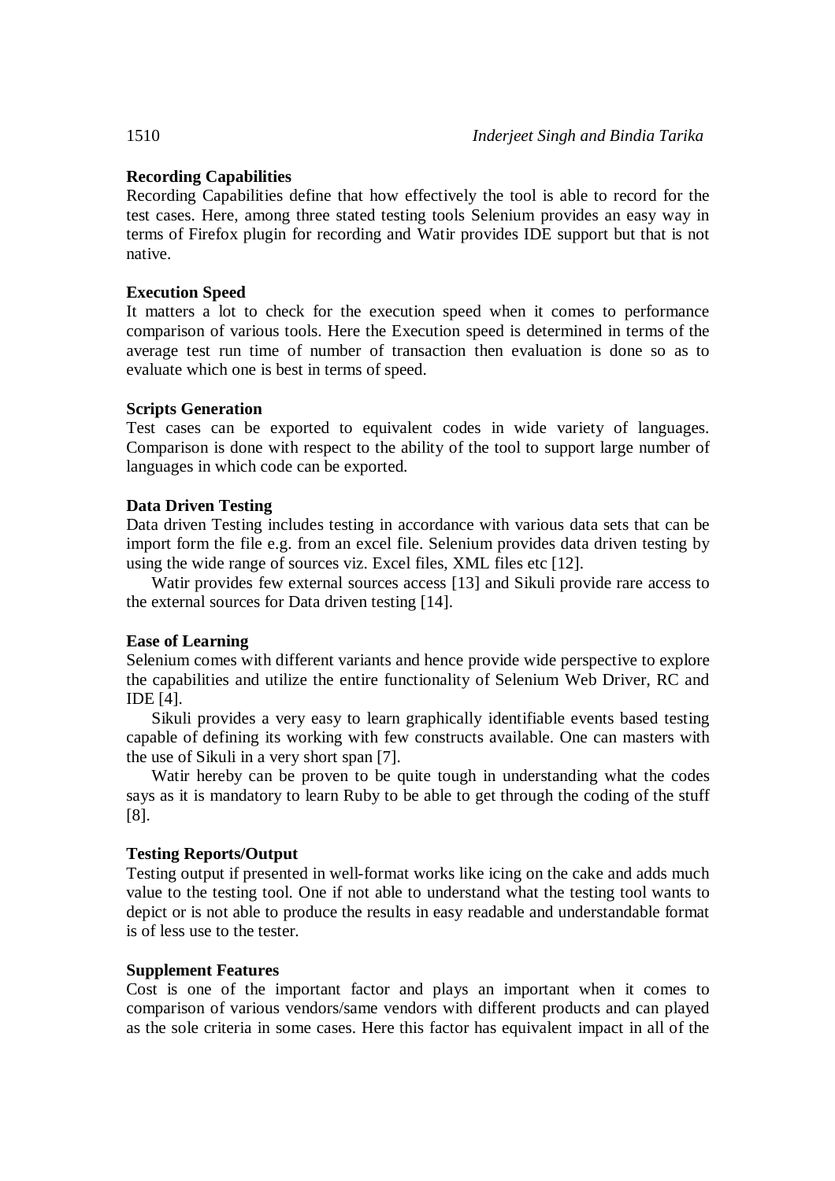**Recording Capabilities**

Recording Capabilities define that how effectively the tool is able to record for the test cases. Here, among three stated testing tools Selenium provides an easy way in terms of Firefox plugin for recording and Watir provides IDE support but that is not native.

**Execution Speed**

It matters a lot to check for the execution speed when it comes to performance comparison of various tools. Here the Execution speed is determined in terms of the average test run time of number of transaction then evaluation is done so as to evaluate which one is best in terms of speed.

**Scripts Generation**

Test cases can be exported to equivalent codes in wide variety of languages. Comparison is done with respect to the ability of the tool to support large number of languages in which code can be exported.

**Data Driven Testing**

Data driven Testing includes testing in accordance with various data sets that can be import form the file e.g. from an excel file. Selenium provides data driven testing by using the wide range of sources viz. Excel files, XML files etc [12].

Watir provides few external sources access [13] and Sikuli provide rare access to the external sources for Data driven testing [14].

**Ease of Learning**

Selenium comes with different variants and hence provide wide perspective to explore the capabilities and utilize the entire functionality of Selenium Web Driver, RC and IDE [4].

Sikuli provides a very easy to learn graphically identifiable events based testing capable of defining its working with few constructs available. One can masters with the use of Sikuli in a very short span [7].

Watir hereby can be proven to be quite tough in understanding what the codes says as it is mandatory to learn Ruby to be able to get through the coding of the stuff [8].

**Testing Reports/Output**

Testing output if presented in well-format works like icing on the cake and adds much value to the testing tool. One if not able to understand what the testing tool wants to depict or is not able to produce the results in easy readable and understandable format is of less use to the tester.

**Supplement Features**

Cost is one of the important factor and plays an important when it comes to comparison of various vendors/same vendors with different products and can played as the sole criteria in some cases. Here this factor has equivalent impact in all of the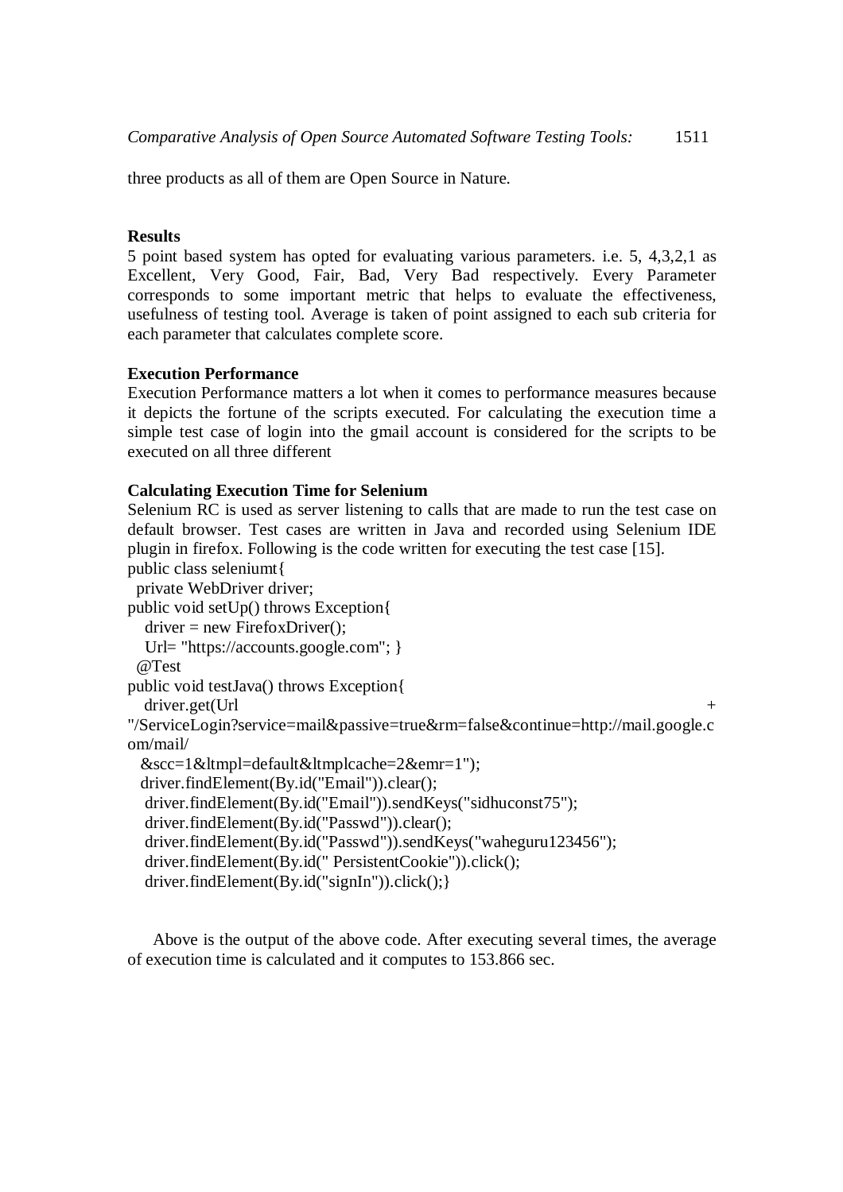three products as all of them are Open Source in Nature.

**Results**

5 point based system has opted for evaluating various parameters. i.e. 5, 4,3,2,1 as Excellent, Very Good, Fair, Bad, Very Bad respectively. Every Parameter corresponds to some important metric that helps to evaluate the effectiveness, usefulness of testing tool. Average is taken of point assigned to each sub criteria for each parameter that calculates complete score.

**Execution Performance**

Execution Performance matters a lot when it comes to performance measures because it depicts the fortune of the scripts executed. For calculating the execution time a simple test case of login into the gmail account is considered for the scripts to be executed on all three different

**Calculating Execution Time for Selenium**

Selenium RC is used as server listening to calls that are made to run the test case on default browser. Test cases are written in Java and recorded using Selenium IDE plugin in firefox. Following is the code written for executing the test case [15].

```
public class seleniumt{
  private WebDriver driver;
public void setUp() throws Exception{
   driver = new FirefoxDriver();
   Url= "https://accounts.google.com"; }
  @Test
public void testJava() throws Exception{
   driver.get(Url                                                    +
"/ServiceLogin?service=mail&passive=true&rm=false&continue=http://mail.google.com/mail/
  &scc=1&ltmpl=default&ltmplcache=2&emr=1");
  driver.findElement(By.id("Email")).clear();
   driver.findElement(By.id("Email")).sendKeys("sidhuconst75");
   driver.findElement(By.id("Passwd")).clear();
   driver.findElement(By.id("Passwd")).sendKeys("waheguru123456");
   driver.findElement(By.id(" PersistentCookie")).click();
   driver.findElement(By.id("signIn")).click();}
```

Above is the output of the above code. After executing several times, the average of execution time is calculated and it computes to 153.866 sec.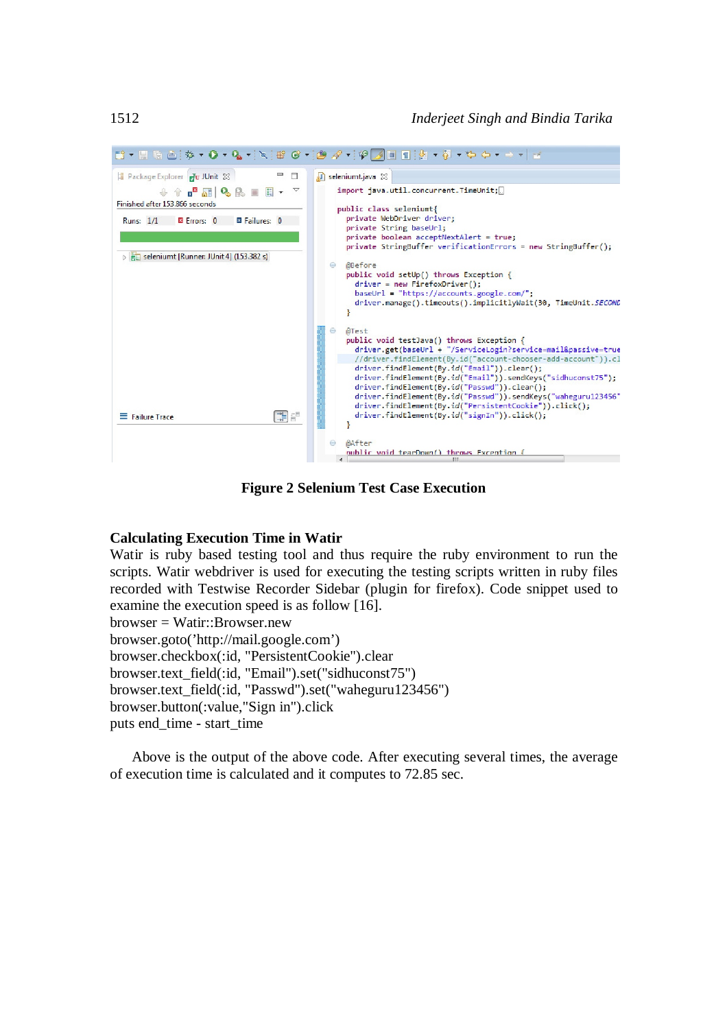**Figure 2 Selenium Test Case Execution**

## Calculating Execution Time in Watir

Watir is ruby based testing tool and thus require the ruby environment to run the scripts. Watir webdriver is used for executing the testing scripts written in ruby files recorded with Testwise Recorder Sidebar (plugin for firefox). Code snippet used to examine the execution speed is as follow [16].

```
browser = Watir::Browser.new
browser.goto('http://mail.google.com')
browser.checkbox(:id, "PersistentCookie").clear
browser.text_field(:id, "Email").set("sidhuconst75")
browser.text_field(:id, "Passwd").set("waheguru123456")
browser.button(:value,"Sign in").click
puts end_time - start_time
```

Above is the output of the above code. After executing several times, the average of execution time is calculated and it computes to 72.85 sec.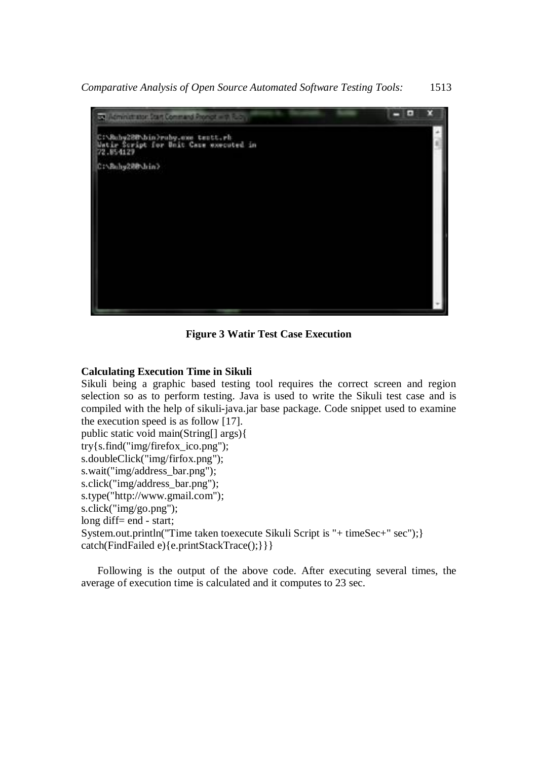**Figure 3 Watir Test Case Execution**

**Calculating Execution Time in Sikuli**

Sikuli being a graphic based testing tool requires the correct screen and region selection so as to perform testing. Java is used to write the Sikuli test case and is compiled with the help of sikuli-java.jar base package. Code snippet used to examine the execution speed is as follow [17].

```
public static void main(String[] args){
try{s.find("img/firefox_ico.png");
s.doubleClick("img/firfox.png");
s.wait("img/address_bar.png");
s.click("img/address_bar.png");
s.type("http://www.gmail.com");
s.click("img/go.png");
long diff= end - start;
System.out.println("Time taken toexecute Sikuli Script is "+ timeSec+" sec");}
catch(FindFailed e){e.printStackTrace();}}}
```

Following is the output of the above code. After executing several times, the average of execution time is calculated and it computes to 23 sec.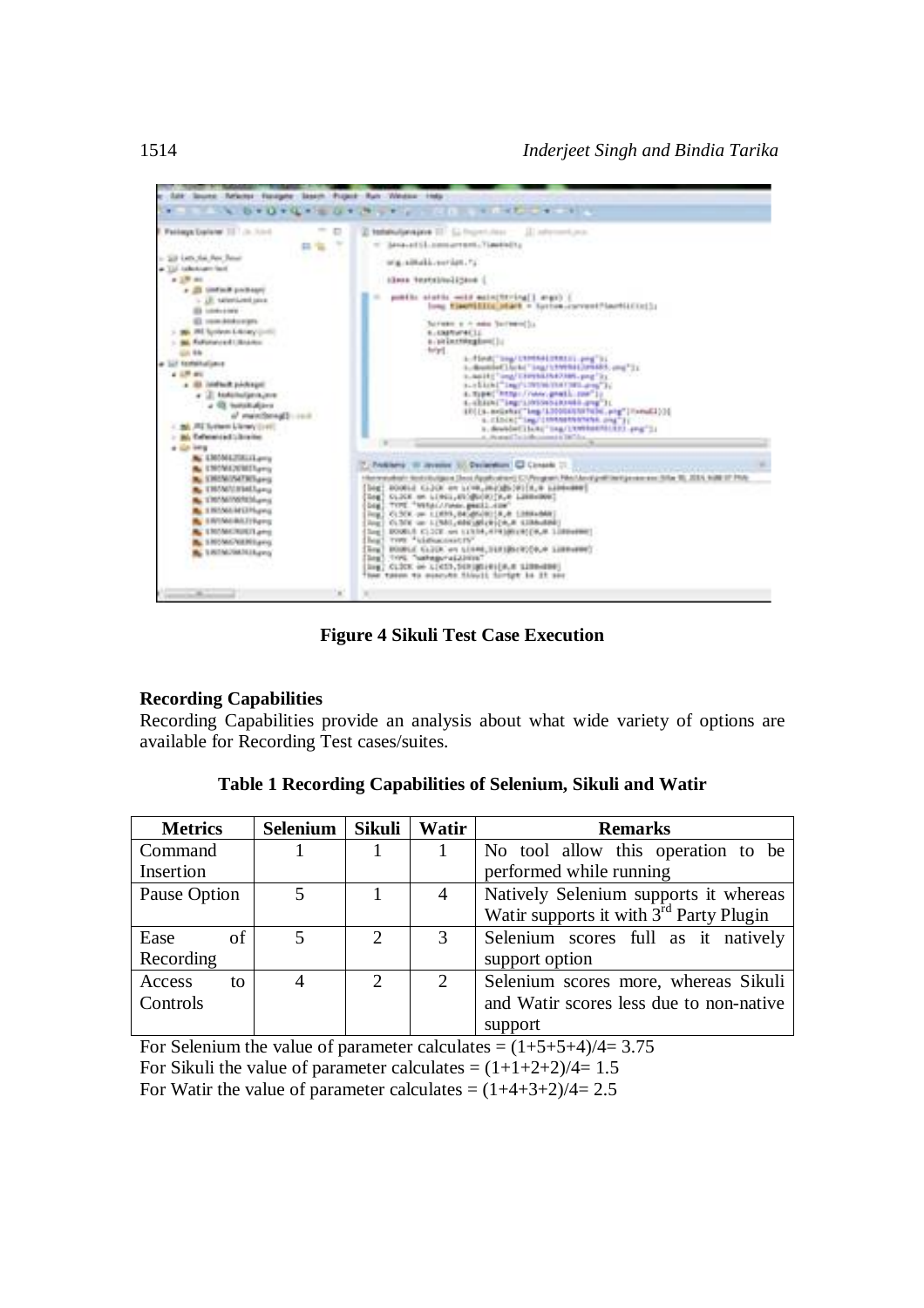**Figure 4 Sikuli Test Case Execution**

### Recording Capabilities

Recording Capabilities provide an analysis about what wide variety of options are available for Recording Test cases/suites.

**Table 1 Recording Capabilities of Selenium, Sikuli and Watir**

| Metrics | Selenium | Sikuli | Watir | Remarks |
|---|---|---|---|---|
| Command Insertion | 1 | 1 | 1 | No tool allow this operation to be performed while running |
| Pause Option | 5 | 1 | 4 | Natively Selenium supports it whereas Watir supports it with 3rd Party Plugin |
| Ease of Recording | 5 | 2 | 3 | Selenium scores full as it natively support option |
| Access to Controls | 4 | 2 | 2 | Selenium scores more, whereas Sikuli and Watir scores less due to non-native support |

For Selenium the value of parameter calculates = (1+5+5+4)/4= 3.75

For Sikuli the value of parameter calculates = (1+1+2+2)/4= 1.5

For Watir the value of parameter calculates = (1+4+3+2)/4= 2.5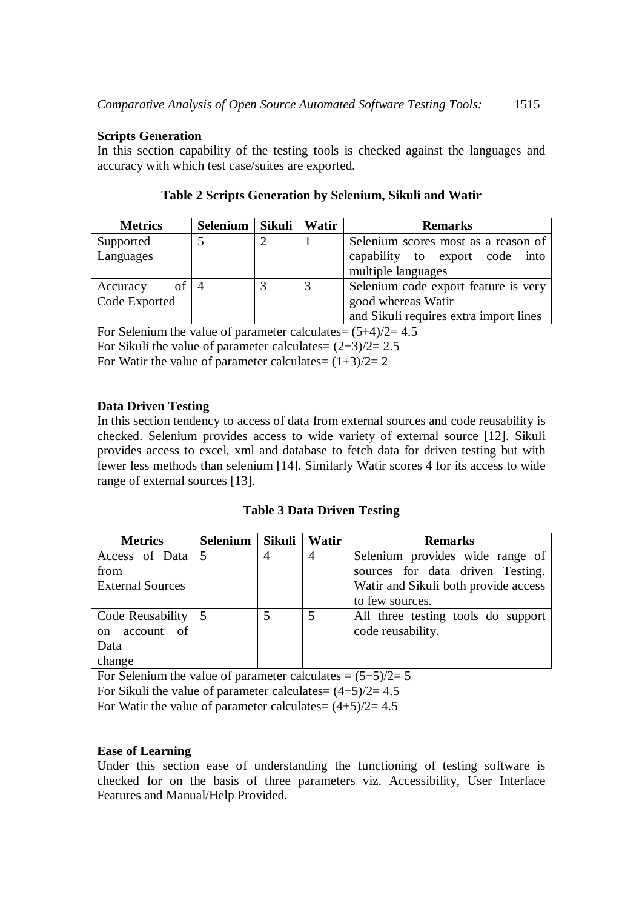### Scripts Generation

In this section capability of the testing tools is checked against the languages and accuracy with which test case/suites are exported.

**Table 2 Scripts Generation by Selenium, Sikuli and Watir**

| Metrics | Selenium | Sikuli | Watir | Remarks |
|---|---|---|---|---|
| Supported Languages | 5 | 2 | 1 | Selenium scores most as a reason of capability to export code into multiple languages |
| Accuracy of Code Exported | 4 | 3 | 3 | Selenium code export feature is very good whereas Watir and Sikuli requires extra import lines |

For Selenium the value of parameter calculates= (5+4)/2= 4.5

For Sikuli the value of parameter calculates= (2+3)/2= 2.5

For Watir the value of parameter calculates= (1+3)/2= 2

### Data Driven Testing

In this section tendency to access of data from external sources and code reusability is checked. Selenium provides access to wide variety of external source [12]. Sikuli provides access to excel, xml and database to fetch data for driven testing but with fewer less methods than selenium [14]. Similarly Watir scores 4 for its access to wide range of external sources [13].

**Table 3 Data Driven Testing**

| Metrics | Selenium | Sikuli | Watir | Remarks |
|---|---|---|---|---|
| Access of Data from External Sources | 5 | 4 | 4 | Selenium provides wide range of sources for data driven Testing. Watir and Sikuli both provide access to few sources. |
| Code Reusability on account of Data change | 5 | 5 | 5 | All three testing tools do support code reusability. |

For Selenium the value of parameter calculates = (5+5)/2= 5

For Sikuli the value of parameter calculates= (4+5)/2= 4.5

For Watir the value of parameter calculates= (4+5)/2= 4.5

### Ease of Learning

Under this section ease of understanding the functioning of testing software is checked for on the basis of three parameters viz. Accessibility, User Interface Features and Manual/Help Provided.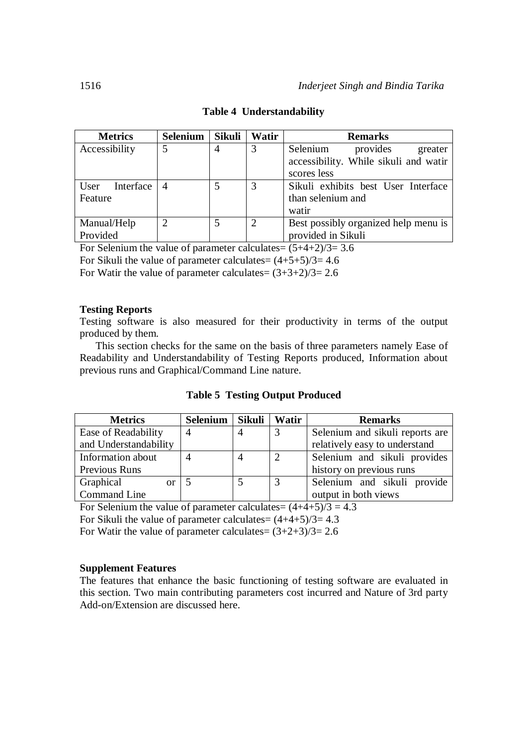**Table 4 Understandability**

| Metrics | Selenium | Sikuli | Watir | Remarks |
|---|---|---|---|---|
| Accessibility | 5 | 4 | 3 | Selenium provides greater accessibility. While sikuli and watir scores less |
| User Interface Feature | 4 | 5 | 3 | Sikuli exhibits best User Interface than selenium and watir |
| Manual/Help Provided | 2 | 5 | 2 | Best possibly organized help menu is provided in Sikuli |

For Selenium the value of parameter calculates= (5+4+2)/3= 3.6

For Sikuli the value of parameter calculates= (4+5+5)/3= 4.6

For Watir the value of parameter calculates= (3+3+2)/3= 2.6

**Testing Reports**

Testing software is also measured for their productivity in terms of the output produced by them.

This section checks for the same on the basis of three parameters namely Ease of Readability and Understandability of Testing Reports produced, Information about previous runs and Graphical/Command Line nature.

**Table 5 Testing Output Produced**

| Metrics | Selenium | Sikuli | Watir | Remarks |
|---|---|---|---|---|
| Ease of Readability and Understandability | 4 | 4 | 3 | Selenium and sikuli reports are relatively easy to understand |
| Information about Previous Runs | 4 | 4 | 2 | Selenium and sikuli provides history on previous runs |
| Graphical or Command Line | 5 | 5 | 3 | Selenium and sikuli provide output in both views |

For Selenium the value of parameter calculates= (4+4+5)/3 = 4.3

For Sikuli the value of parameter calculates= (4+4+5)/3= 4.3

For Watir the value of parameter calculates= (3+2+3)/3= 2.6

**Supplement Features**

The features that enhance the basic functioning of testing software are evaluated in this section. Two main contributing parameters cost incurred and Nature of 3rd party Add-on/Extension are discussed here.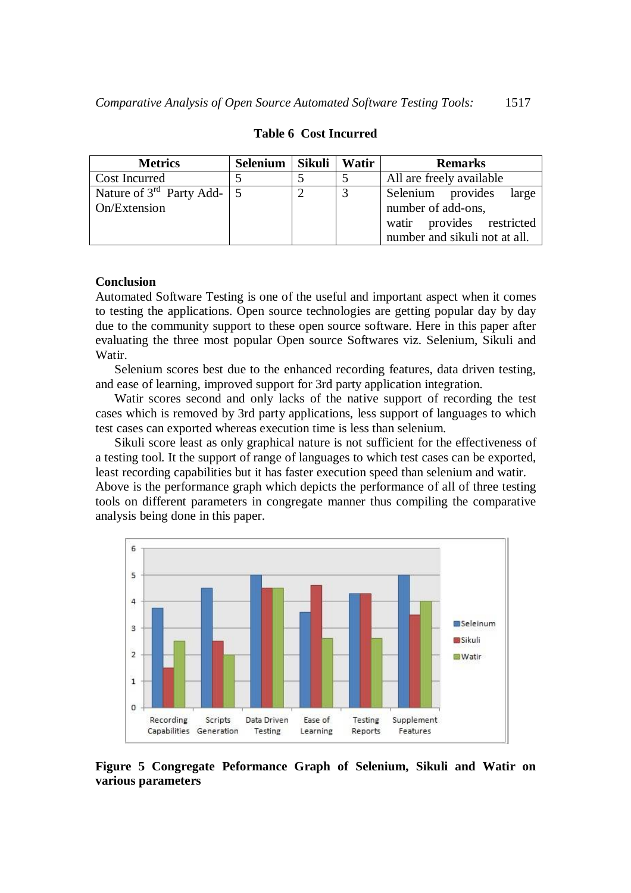**Table 6 Cost Incurred**

| Metrics | Selenium | Sikuli | Watir | Remarks |
|---|---|---|---|---|
| Cost Incurred | 5 | 5 | 5 | All are freely available |
| Nature of 3rd Party Add-On/Extension | 5 | 2 | 3 | Selenium provides large number of add-ons, watir provides restricted number and sikuli not at all. |

**Conclusion**

Automated Software Testing is one of the useful and important aspect when it comes to testing the applications. Open source technologies are getting popular day by day due to the community support to these open source software. Here in this paper after evaluating the three most popular Open source Softwares viz. Selenium, Sikuli and Watir.

Selenium scores best due to the enhanced recording features, data driven testing, and ease of learning, improved support for 3rd party application integration.

Watir scores second and only lacks of the native support of recording the test cases which is removed by 3rd party applications, less support of languages to which test cases can exported whereas execution time is less than selenium.

Sikuli score least as only graphical nature is not sufficient for the effectiveness of a testing tool. It the support of range of languages to which test cases can be exported, least recording capabilities but it has faster execution speed than selenium and watir.

Above is the performance graph which depicts the performance of all of three testing tools on different parameters in congregate manner thus compiling the comparative analysis being done in this paper.

**Figure 5 Congregate Peformance Graph of Selenium, Sikuli and Watir on various parameters**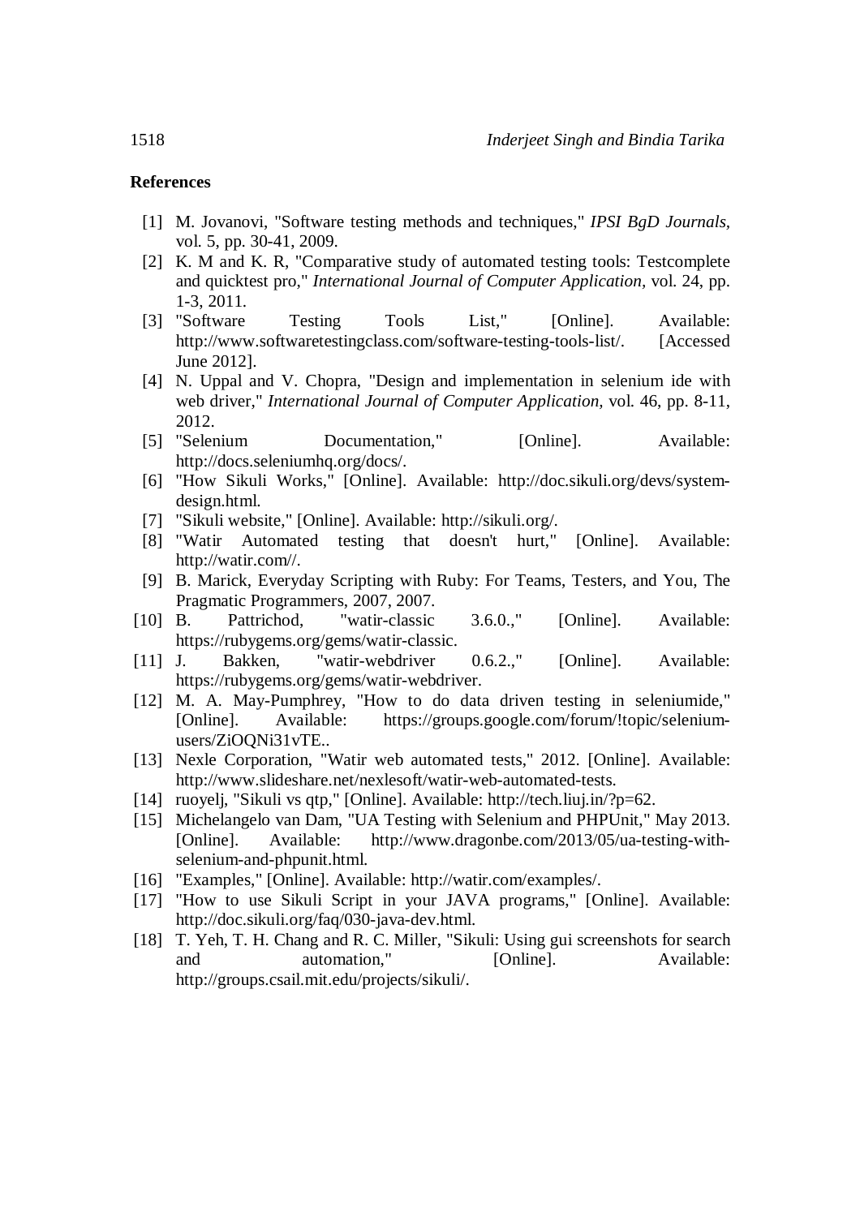## References

[1] M. Jovanovi, "Software testing methods and techniques," *IPSI BgD Journals*, vol. 5, pp. 30-41, 2009.

[2] K. M and K. R, "Comparative study of automated testing tools: Testcomplete and quicktest pro," *International Journal of Computer Application*, vol. 24, pp. 1-3, 2011.

[3] "Software Testing Tools List," [Online]. Available: http://www.softwaretestingclass.com/software-testing-tools-list/. [Accessed June 2012].

[4] N. Uppal and V. Chopra, "Design and implementation in selenium ide with web driver," *International Journal of Computer Application*, vol. 46, pp. 8-11, 2012.

[5] "Selenium Documentation," [Online]. Available: http://docs.seleniumhq.org/docs/.

[6] "How Sikuli Works," [Online]. Available: http://doc.sikuli.org/devs/system-design.html.

[7] "Sikuli website," [Online]. Available: http://sikuli.org/.

[8] "Watir Automated testing that doesn't hurt," [Online]. Available: http://watir.com//.

[9] B. Marick, Everyday Scripting with Ruby: For Teams, Testers, and You, The Pragmatic Programmers, 2007, 2007.

[10] B. Pattrichod, "watir-classic 3.6.0.," [Online]. Available: https://rubygems.org/gems/watir-classic.

[11] J. Bakken, "watir-webdriver 0.6.2.," [Online]. Available: https://rubygems.org/gems/watir-webdriver.

[12] M. A. May-Pumphrey, "How to do data driven testing in seleniumide," [Online]. Available: https://groups.google.com/forum/!topic/selenium-users/ZiOQNi31vTE..

[13] Nexle Corporation, "Watir web automated tests," 2012. [Online]. Available: http://www.slideshare.net/nexlesoft/watir-web-automated-tests.

[14] ruoyelj, "Sikuli vs qtp," [Online]. Available: http://tech.liuj.in/?p=62.

[15] Michelangelo van Dam, "UA Testing with Selenium and PHPUnit," May 2013. [Online]. Available: http://www.dragonbe.com/2013/05/ua-testing-with-selenium-and-phpunit.html.

[16] "Examples," [Online]. Available: http://watir.com/examples/.

[17] "How to use Sikuli Script in your JAVA programs," [Online]. Available: http://doc.sikuli.org/faq/030-java-dev.html.

[18] T. Yeh, T. H. Chang and R. C. Miller, "Sikuli: Using gui screenshots for search and automation," [Online]. Available: http://groups.csail.mit.edu/projects/sikuli/.